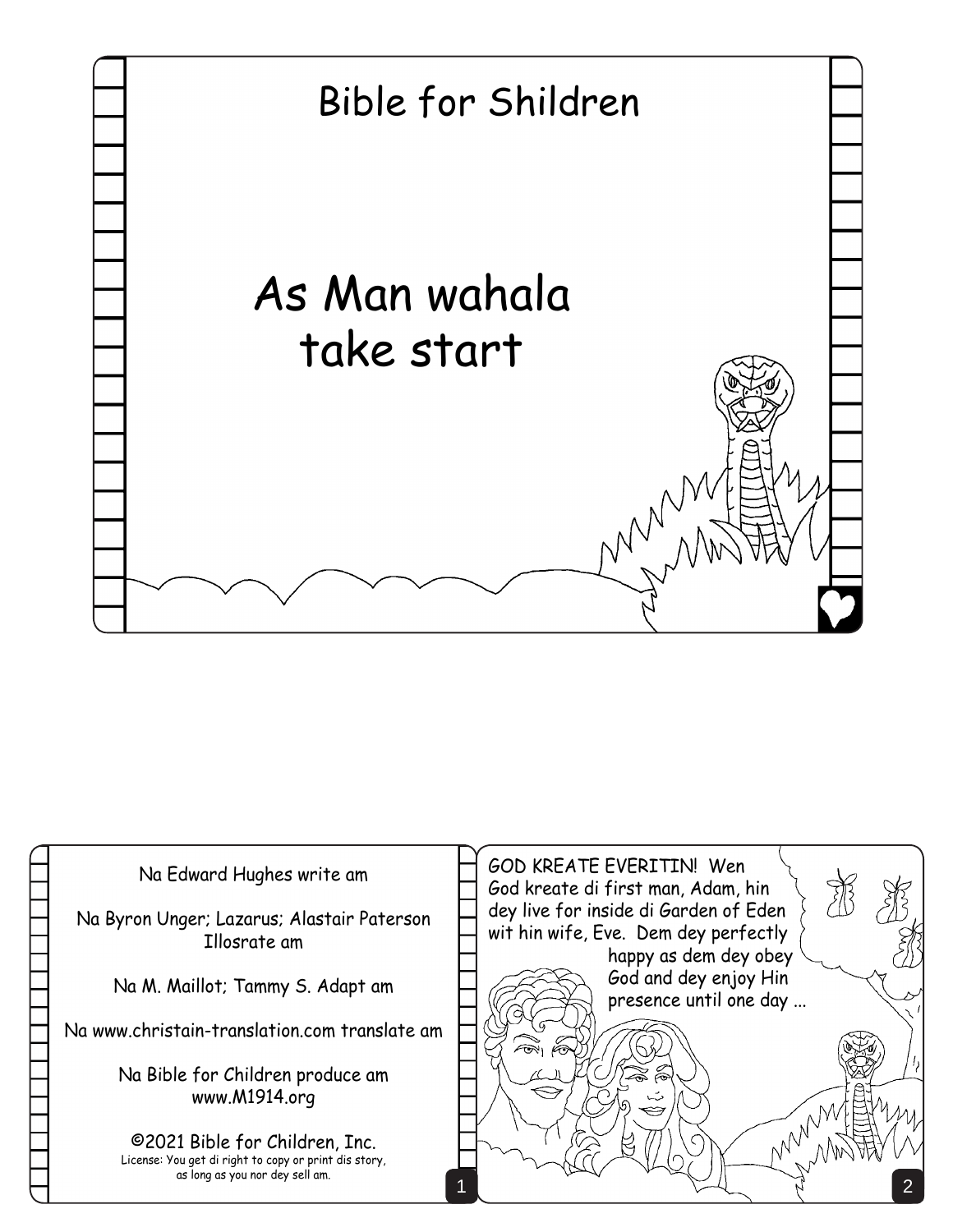# Bible for Shildren

## As Man wahala take start

Na Edward Hughes write am

Na Byron Unger; Lazarus; Alastair Paterson Illosrate am

Na M. Maillot; Tammy S. Adapt am

Na www.christain-translation.com translate am

Na Bible for Children produce am www.M1914.org

©2021 Bible for Children, Inc.
License: You get di right to copy or print dis story, as long as you nor dey sell am.

GOD KREATE EVERITIN! Wen God kreate di first man, Adam, hin dey live for inside di Garden of Eden wit hin wife, Eve. Dem dey perfectly happy as dem dey obey God and dey enjoy Hin presence until one day ...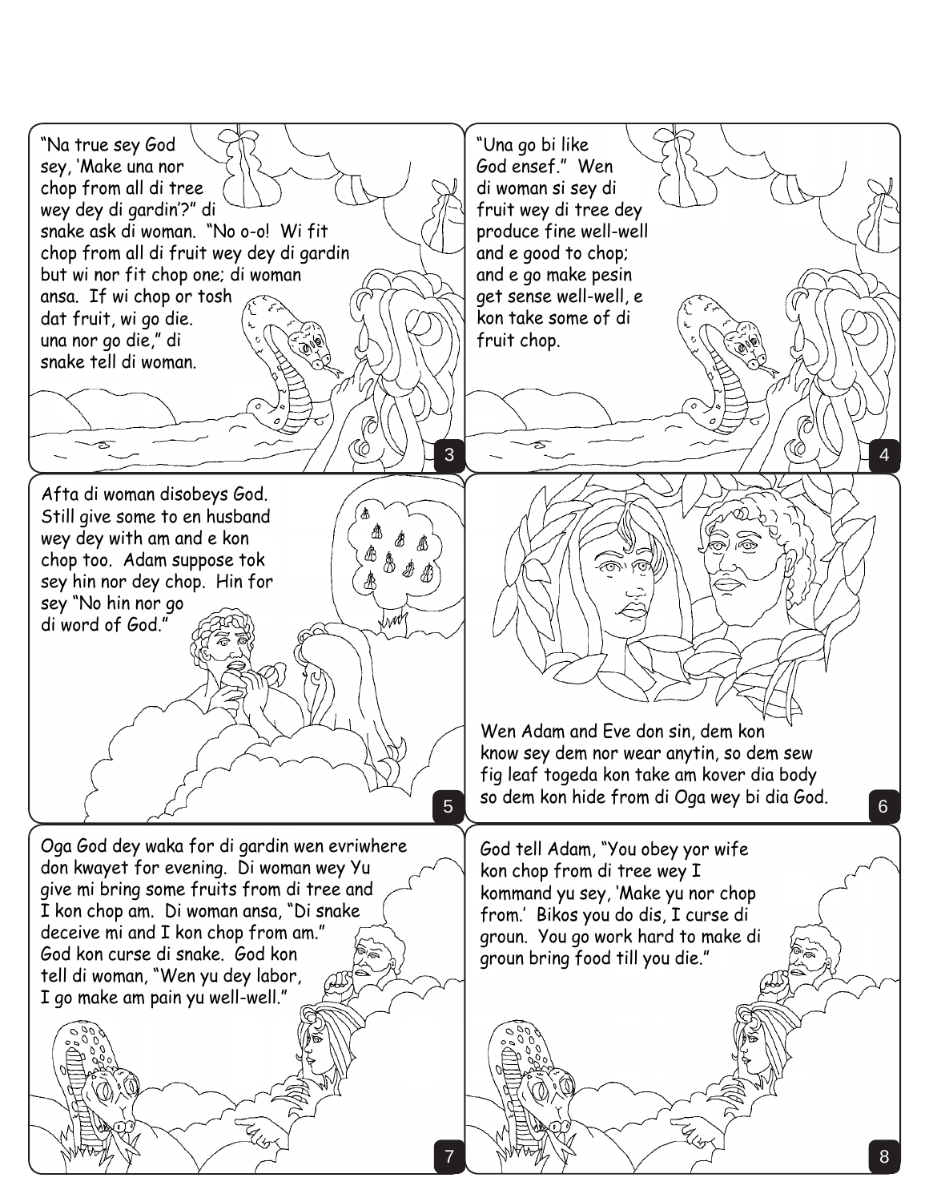"Na true sey God sey, 'Make una nor chop from all di tree wey dey di gardin'?" di snake ask di woman. "No o-o! Wi fit chop from all di fruit wey dey di gardin but wi nor fit chop one; di woman ansa. If wi chop or tosh dat fruit, wi go die. una nor go die," di snake tell di woman.

"Una go bi like God ensef." Wen di woman si sey di fruit wey di tree dey produce fine well-well and e good to chop; and e go make pesin get sense well-well, e kon take some of di fruit chop.

Afta di woman disobeys God. Still give some to en husband wey dey with am and e kon chop too. Adam suppose tok sey hin nor dey chop. Hin for sey "No hin nor go di word of God."

Wen Adam and Eve don sin, dem kon know sey dem nor wear anytin, so dem sew fig leaf togeda kon take am kover dia body so dem kon hide from di Oga wey bi dia God.

Oga God dey waka for di gardin wen evriwhere don kwayet for evening. Di woman wey Yu give mi bring some fruits from di tree and I kon chop am. Di woman ansa, "Di snake deceive mi and I kon chop from am." God kon curse di snake. God kon tell di woman, "Wen yu dey labor, I go make am pain yu well-well."

God tell Adam, "You obey yor wife kon chop from di tree wey I kommand yu sey, 'Make yu nor chop from.' Bikos you do dis, I curse di groun. You go work hard to make di groun bring food till you die."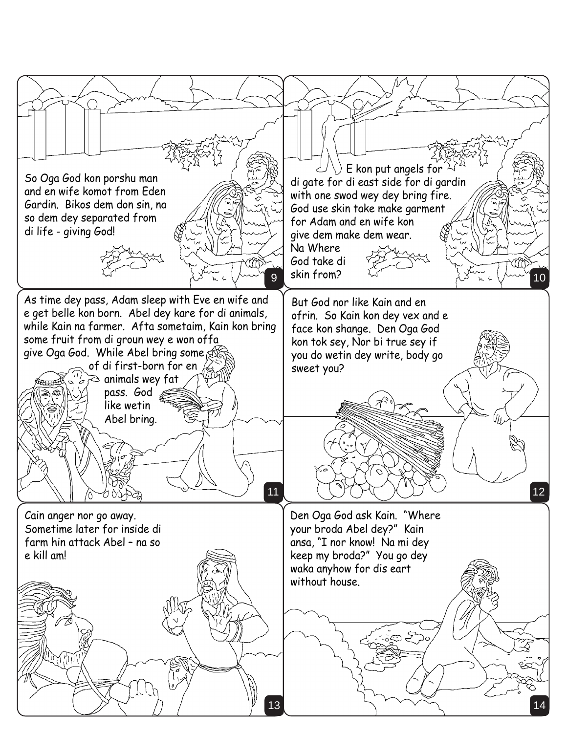So Oga God kon porshu man and en wife komot from Eden Gardin. Bikos dem don sin, na so dem dey separated from di life - giving God!

E kon put angels for di gate for di east side for di gardin with one swod wey dey bring fire. God use skin take make garment for Adam and en wife kon give dem make dem wear. Na Where God take di skin from?

As time dey pass, Adam sleep with Eve en wife and e get belle kon born. Abel dey kare for di animals, while Kain na farmer. Afta sometaim, Kain kon bring some fruit from di groun wey e won offa give Oga God. While Abel bring some of di first-born for en animals wey fat pass. God like wetin Abel bring.

But God nor like Kain and en ofrin. So Kain kon dey vex and e face kon shange. Den Oga God kon tok sey, Nor bi true sey if you do wetin dey write, body go sweet you?

Cain anger nor go away. Sometime later for inside di farm hin attack Abel – na so e kill am!

Den Oga God ask Kain. "Where your broda Abel dey?" Kain ansa, "I nor know! Na mi dey keep my broda?" You go dey waka anyhow for dis eart without house.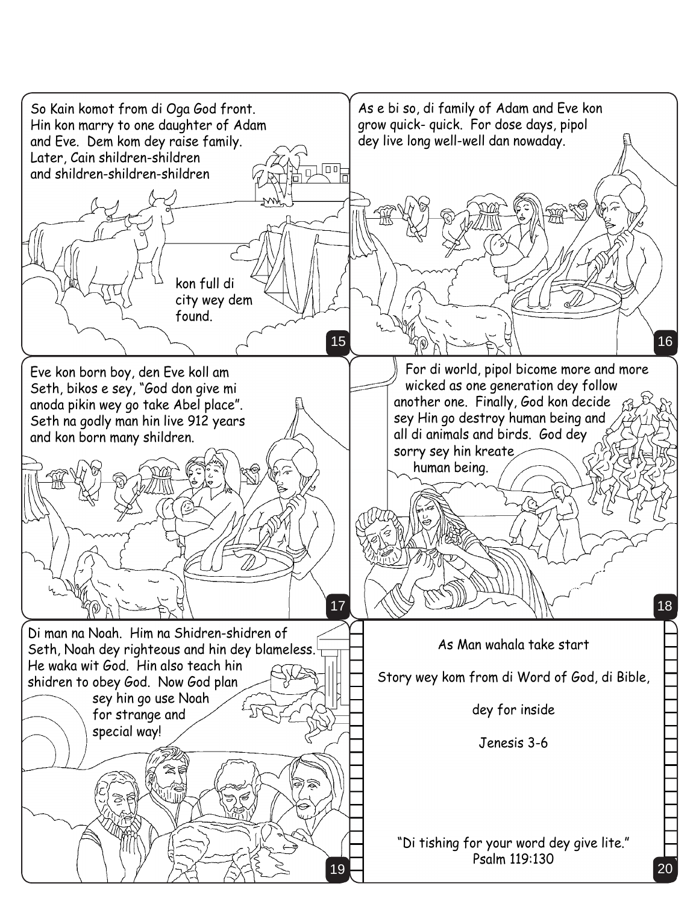So Kain komot from di Oga God front. Hin kon marry to one daughter of Adam and Eve. Dem kom dey raise family. Later, Cain shildren-shildren and shildren-shildren-shildren kon full di city wey dem found.

As e bi so, di family of Adam and Eve kon grow quick- quick. For dose days, pipol dey live long well-well dan nowaday.

Eve kon born boy, den Eve koll am Seth, bikos e sey, "God don give mi anoda pikin wey go take Abel place". Seth na godly man hin live 912 years and kon born many shildren.

For di world, pipol bicome more and more wicked as one generation dey follow another one. Finally, God kon decide sey Hin go destroy human being and all di animals and birds. God dey sorry sey hin kreate human being.

Di man na Noah. Him na Shidren-shidren of Seth, Noah dey righteous and hin dey blameless. He waka wit God. Hin also teach hin shidren to obey God. Now God plan sey hin go use Noah for strange and special way!

As Man wahala take start

Story wey kom from di Word of God, di Bible,

dey for inside

Jenesis 3-6

"Di tishing for your word dey give lite."
Psalm 119:130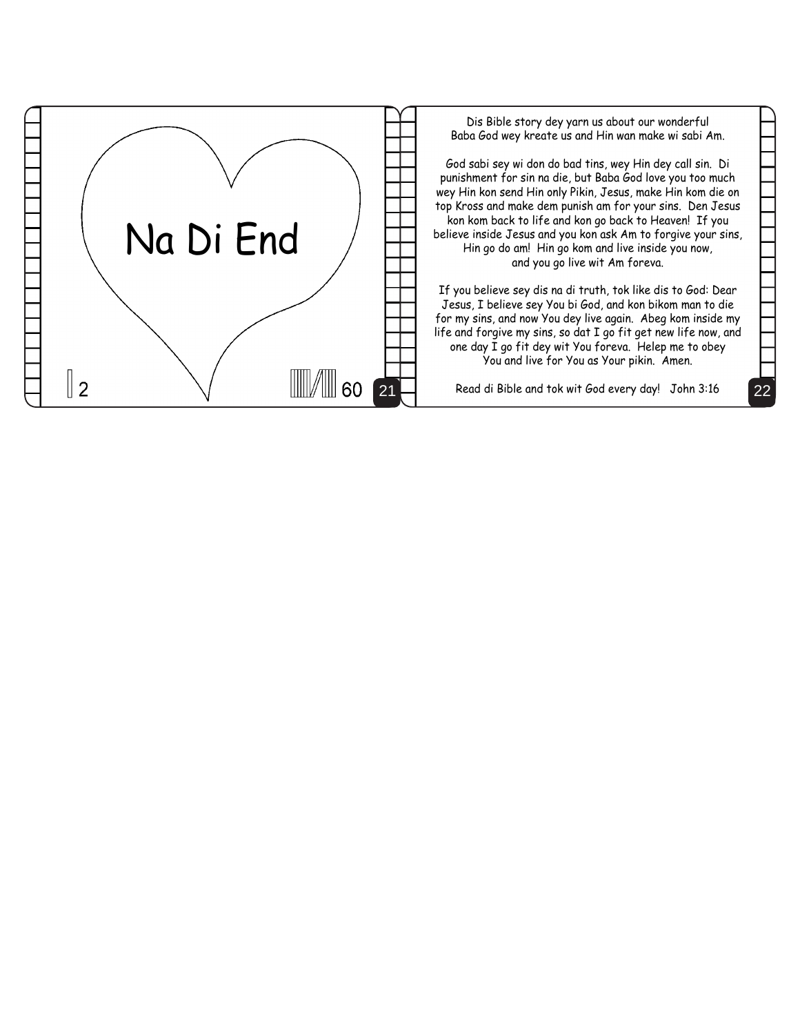# Na Di End

2

60

Dis Bible story dey yarn us about our wonderful Baba God wey kreate us and Hin wan make wi sabi Am.

God sabi sey wi don do bad tins, wey Hin dey call sin. Di punishment for sin na die, but Baba God love you too much wey Hin kon send Hin only Pikin, Jesus, make Hin kom die on top Kross and make dem punish am for your sins. Den Jesus kon kom back to life and kon go back to Heaven! If you believe inside Jesus and you kon ask Am to forgive your sins, Hin go do am! Hin go kom and live inside you now, and you go live wit Am foreva.

If you believe sey dis na di truth, tok like dis to God: Dear Jesus, I believe sey You bi God, and kon bikom man to die for my sins, and now You dey live again. Abeg kom inside my life and forgive my sins, so dat I go fit get new life now, and one day I go fit dey wit You foreva. Helep me to obey You and live for You as Your pikin. Amen.

Read di Bible and tok wit God every day! John 3:16